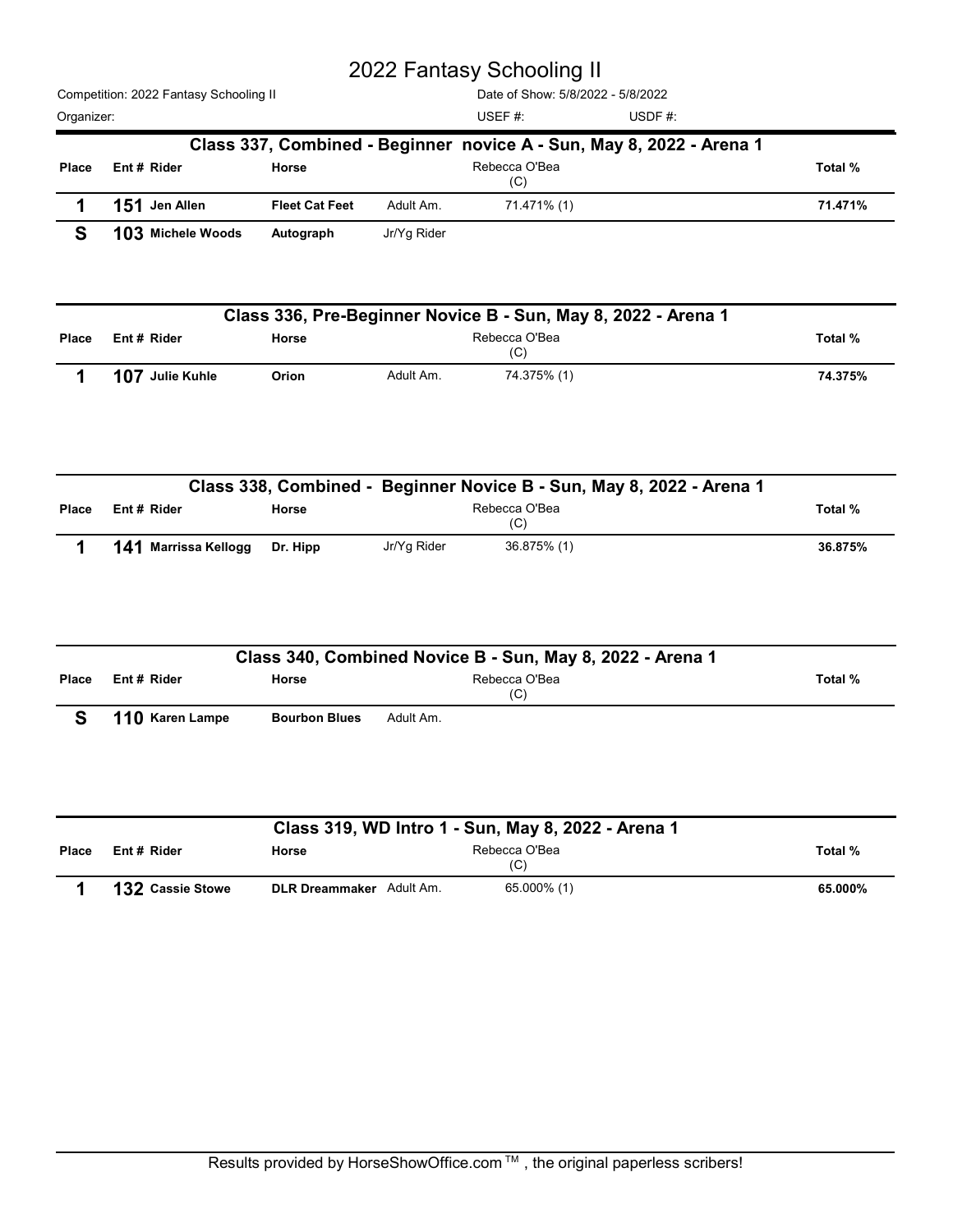# 2022 Fantasy Schooling II

Competition: 2022 Fantasy Schooling II — Date of Show: 5/8/2022 - 5/8/2022

Organizer: — USEF #: — USDF #:

## Class 337, Combined - Beginner novice A - Sun, May 8, 2022 - Arena 1

| Place | Ent # | Rider | Horse | | Rebecca O'Bea (C) | Total % |
|---|---|---|---|---|---|---|
| 1 | 151 | Jen Allen | Fleet Cat Feet | Adult Am. | 71.471% (1) | 71.471% |
| S | 103 | Michele Woods | Autograph | Jr/Yg Rider | | |

## Class 336, Pre-Beginner Novice B - Sun, May 8, 2022 - Arena 1

| Place | Ent # | Rider | Horse | | Rebecca O'Bea (C) | Total % |
|---|---|---|---|---|---|---|
| 1 | 107 | Julie Kuhle | Orion | Adult Am. | 74.375% (1) | 74.375% |

## Class 338, Combined - Beginner Novice B - Sun, May 8, 2022 - Arena 1

| Place | Ent # | Rider | Horse | | Rebecca O'Bea (C) | Total % |
|---|---|---|---|---|---|---|
| 1 | 141 | Marrissa Kellogg | Dr. Hipp | Jr/Yg Rider | 36.875% (1) | 36.875% |

## Class 340, Combined Novice B - Sun, May 8, 2022 - Arena 1

| Place | Ent # | Rider | Horse | | Rebecca O'Bea (C) | Total % |
|---|---|---|---|---|---|---|
| S | 110 | Karen Lampe | Bourbon Blues | Adult Am. | | |

## Class 319, WD Intro 1 - Sun, May 8, 2022 - Arena 1

| Place | Ent # | Rider | Horse | | Rebecca O'Bea (C) | Total % |
|---|---|---|---|---|---|---|
| 1 | 132 | Cassie Stowe | DLR Dreammaker | Adult Am. | 65.000% (1) | 65.000% |

Results provided by HorseShowOffice.com ™ , the original paperless scribers!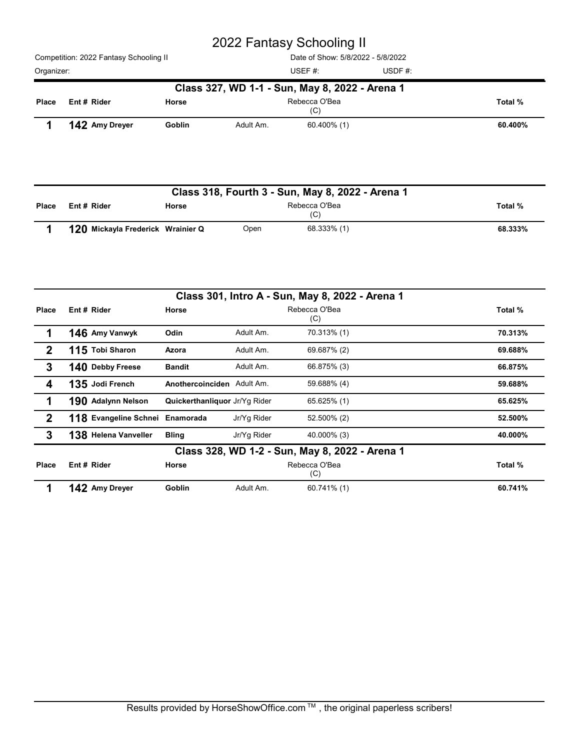# 2022 Fantasy Schooling II

Competition: 2022 Fantasy Schooling II — Date of Show: 5/8/2022 - 5/8/2022

Organizer: — USEF #: — USDF #:

## Class 327, WD 1-1 - Sun, May 8, 2022 - Arena 1

| Place | Ent # | Rider | Horse | Division | Rebecca O'Bea (C) | Total % |
|---|---|---|---|---|---|---|
| 1 | 142 | Amy Dreyer | Goblin | Adult Am. | 60.400% (1) | 60.400% |

## Class 318, Fourth 3 - Sun, May 8, 2022 - Arena 1

| Place | Ent # | Rider | Horse | Division | Rebecca O'Bea (C) | Total % |
|---|---|---|---|---|---|---|
| 1 | 120 | Mickayla Frederick | Wrainier Q | Open | 68.333% (1) | 68.333% |

## Class 301, Intro A - Sun, May 8, 2022 - Arena 1

| Place | Ent # | Rider | Horse | Division | Rebecca O'Bea (C) | Total % |
|---|---|---|---|---|---|---|
| 1 | 146 | Amy Vanwyk | Odin | Adult Am. | 70.313% (1) | 70.313% |
| 2 | 115 | Tobi Sharon | Azora | Adult Am. | 69.687% (2) | 69.688% |
| 3 | 140 | Debby Freese | Bandit | Adult Am. | 66.875% (3) | 66.875% |
| 4 | 135 | Jodi French | Anothercoinciden | Adult Am. | 59.688% (4) | 59.688% |
| 1 | 190 | Adalynn Nelson | Quickerthanliquor | Jr/Yg Rider | 65.625% (1) | 65.625% |
| 2 | 118 | Evangeline Schnei | Enamorada | Jr/Yg Rider | 52.500% (2) | 52.500% |
| 3 | 138 | Helena Vanveller | Bling | Jr/Yg Rider | 40.000% (3) | 40.000% |

## Class 328, WD 1-2 - Sun, May 8, 2022 - Arena 1

| Place | Ent # | Rider | Horse | Division | Rebecca O'Bea (C) | Total % |
|---|---|---|---|---|---|---|
| 1 | 142 | Amy Dreyer | Goblin | Adult Am. | 60.741% (1) | 60.741% |

Results provided by HorseShowOffice.com ™ , the original paperless scribers!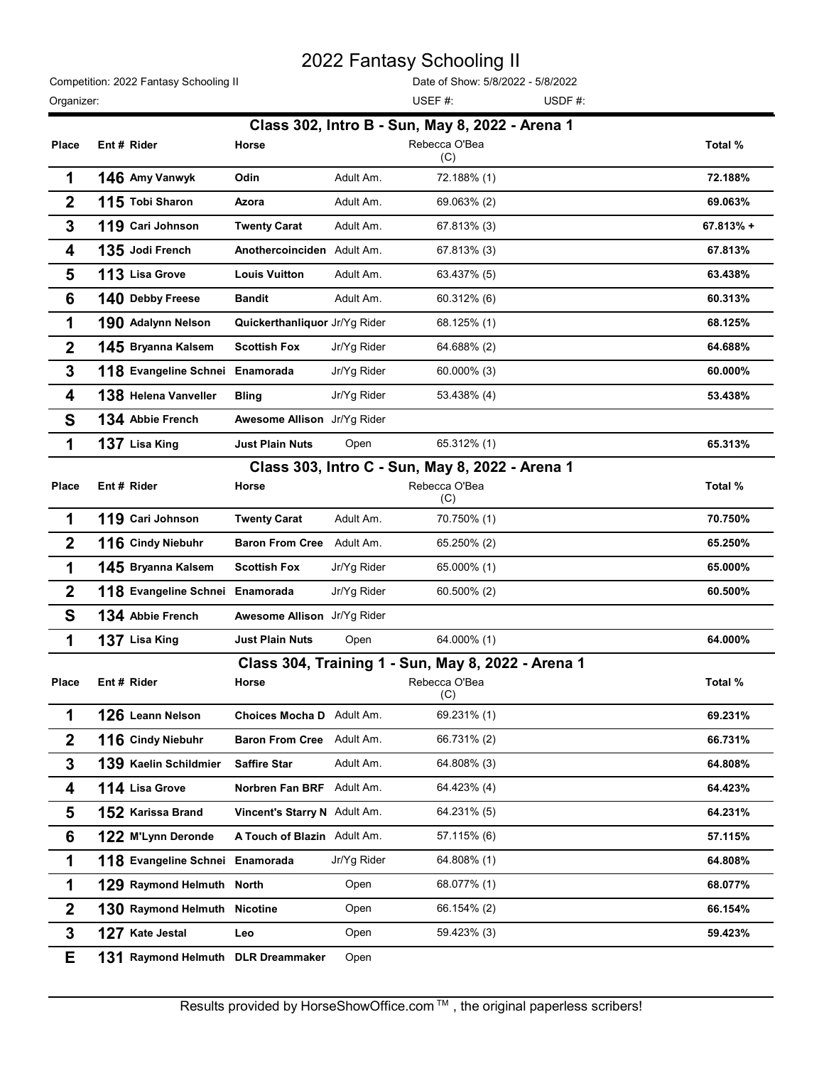# 2022 Fantasy Schooling II

Competition: 2022 Fantasy Schooling II

Date of Show: 5/8/2022 - 5/8/2022

Organizer:

USEF #:

USDF #:

## Class 302, Intro B - Sun, May 8, 2022 - Arena 1

| Place | Ent # | Rider | Horse | | Rebecca O'Bea (C) | Total % |
|---|---|---|---|---|---|---|
| 1 | 146 | Amy Vanwyk | Odin | Adult Am. | 72.188% (1) | 72.188% |
| 2 | 115 | Tobi Sharon | Azora | Adult Am. | 69.063% (2) | 69.063% |
| 3 | 119 | Cari Johnson | Twenty Carat | Adult Am. | 67.813% (3) | 67.813% + |
| 4 | 135 | Jodi French | Anothercoinciden | Adult Am. | 67.813% (3) | 67.813% |
| 5 | 113 | Lisa Grove | Louis Vuitton | Adult Am. | 63.437% (5) | 63.438% |
| 6 | 140 | Debby Freese | Bandit | Adult Am. | 60.312% (6) | 60.313% |
| 1 | 190 | Adalynn Nelson | Quickerthanliquor | Jr/Yg Rider | 68.125% (1) | 68.125% |
| 2 | 145 | Bryanna Kalsem | Scottish Fox | Jr/Yg Rider | 64.688% (2) | 64.688% |
| 3 | 118 | Evangeline Schnei | Enamorada | Jr/Yg Rider | 60.000% (3) | 60.000% |
| 4 | 138 | Helena Vanveller | Bling | Jr/Yg Rider | 53.438% (4) | 53.438% |
| S | 134 | Abbie French | Awesome Allison | Jr/Yg Rider | | |
| 1 | 137 | Lisa King | Just Plain Nuts | Open | 65.312% (1) | 65.313% |

## Class 303, Intro C - Sun, May 8, 2022 - Arena 1

| Place | Ent # | Rider | Horse | | Rebecca O'Bea (C) | Total % |
|---|---|---|---|---|---|---|
| 1 | 119 | Cari Johnson | Twenty Carat | Adult Am. | 70.750% (1) | 70.750% |
| 2 | 116 | Cindy Niebuhr | Baron From Cree | Adult Am. | 65.250% (2) | 65.250% |
| 1 | 145 | Bryanna Kalsem | Scottish Fox | Jr/Yg Rider | 65.000% (1) | 65.000% |
| 2 | 118 | Evangeline Schnei | Enamorada | Jr/Yg Rider | 60.500% (2) | 60.500% |
| S | 134 | Abbie French | Awesome Allison | Jr/Yg Rider | | |
| 1 | 137 | Lisa King | Just Plain Nuts | Open | 64.000% (1) | 64.000% |

## Class 304, Training 1 - Sun, May 8, 2022 - Arena 1

| Place | Ent # | Rider | Horse | | Rebecca O'Bea (C) | Total % |
|---|---|---|---|---|---|---|
| 1 | 126 | Leann Nelson | Choices Mocha D | Adult Am. | 69.231% (1) | 69.231% |
| 2 | 116 | Cindy Niebuhr | Baron From Cree | Adult Am. | 66.731% (2) | 66.731% |
| 3 | 139 | Kaelin Schildmier | Saffire Star | Adult Am. | 64.808% (3) | 64.808% |
| 4 | 114 | Lisa Grove | Norbren Fan BRF | Adult Am. | 64.423% (4) | 64.423% |
| 5 | 152 | Karissa Brand | Vincent's Starry N | Adult Am. | 64.231% (5) | 64.231% |
| 6 | 122 | M'Lynn Deronde | A Touch of Blazin | Adult Am. | 57.115% (6) | 57.115% |
| 1 | 118 | Evangeline Schnei | Enamorada | Jr/Yg Rider | 64.808% (1) | 64.808% |
| 1 | 129 | Raymond Helmuth | North | Open | 68.077% (1) | 68.077% |
| 2 | 130 | Raymond Helmuth | Nicotine | Open | 66.154% (2) | 66.154% |
| 3 | 127 | Kate Jestal | Leo | Open | 59.423% (3) | 59.423% |
| E | 131 | Raymond Helmuth | DLR Dreammaker | Open | | |

Results provided by HorseShowOffice.com ™ , the original paperless scribers!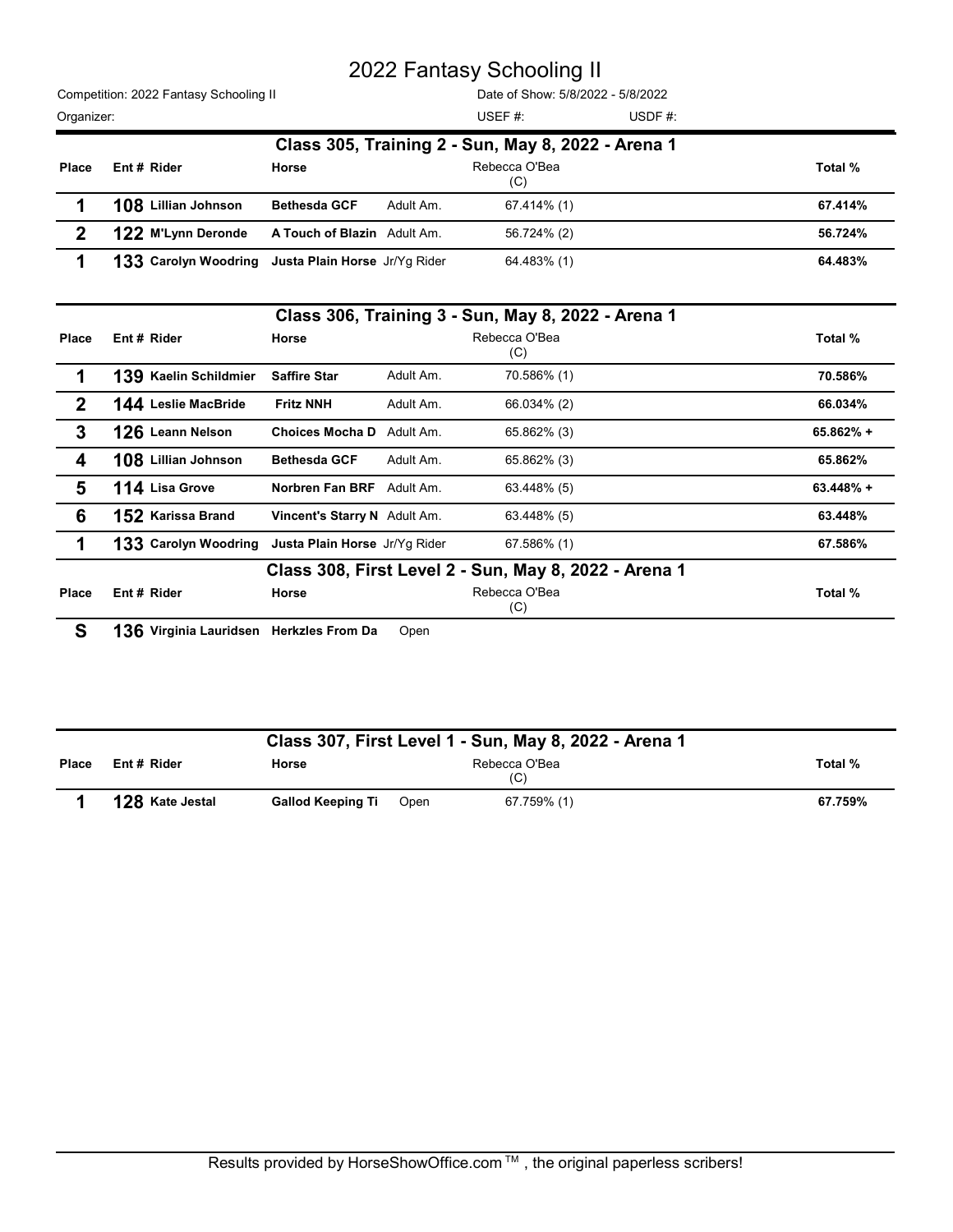# 2022 Fantasy Schooling II

Competition: 2022 Fantasy Schooling II | Date of Show: 5/8/2022 - 5/8/2022

Organizer: | USEF #: | USDF #:

## Class 305, Training 2 - Sun, May 8, 2022 - Arena 1

| Place | Ent # | Rider | Horse | | Rebecca O'Bea (C) | Total % |
|---|---|---|---|---|---|---|
| 1 | 108 | Lillian Johnson | Bethesda GCF | Adult Am. | 67.414% (1) | 67.414% |
| 2 | 122 | M'Lynn Deronde | A Touch of Blazin | Adult Am. | 56.724% (2) | 56.724% |
| 1 | 133 | Carolyn Woodring | Justa Plain Horse | Jr/Yg Rider | 64.483% (1) | 64.483% |

## Class 306, Training 3 - Sun, May 8, 2022 - Arena 1

| Place | Ent # | Rider | Horse | | Rebecca O'Bea (C) | Total % |
|---|---|---|---|---|---|---|
| 1 | 139 | Kaelin Schildmier | Saffire Star | Adult Am. | 70.586% (1) | 70.586% |
| 2 | 144 | Leslie MacBride | Fritz NNH | Adult Am. | 66.034% (2) | 66.034% |
| 3 | 126 | Leann Nelson | Choices Mocha D | Adult Am. | 65.862% (3) | 65.862% + |
| 4 | 108 | Lillian Johnson | Bethesda GCF | Adult Am. | 65.862% (3) | 65.862% |
| 5 | 114 | Lisa Grove | Norbren Fan BRF | Adult Am. | 63.448% (5) | 63.448% + |
| 6 | 152 | Karissa Brand | Vincent's Starry N | Adult Am. | 63.448% (5) | 63.448% |
| 1 | 133 | Carolyn Woodring | Justa Plain Horse | Jr/Yg Rider | 67.586% (1) | 67.586% |

## Class 308, First Level 2 - Sun, May 8, 2022 - Arena 1

| Place | Ent # | Rider | Horse | | Rebecca O'Bea (C) | Total % |
|---|---|---|---|---|---|---|
| S | 136 | Virginia Lauridsen | Herkzles From Da | Open | | |

## Class 307, First Level 1 - Sun, May 8, 2022 - Arena 1

| Place | Ent # | Rider | Horse | | Rebecca O'Bea (C) | Total % |
|---|---|---|---|---|---|---|
| 1 | 128 | Kate Jestal | Gallod Keeping Ti | Open | 67.759% (1) | 67.759% |

Results provided by HorseShowOffice.com ™ , the original paperless scribers!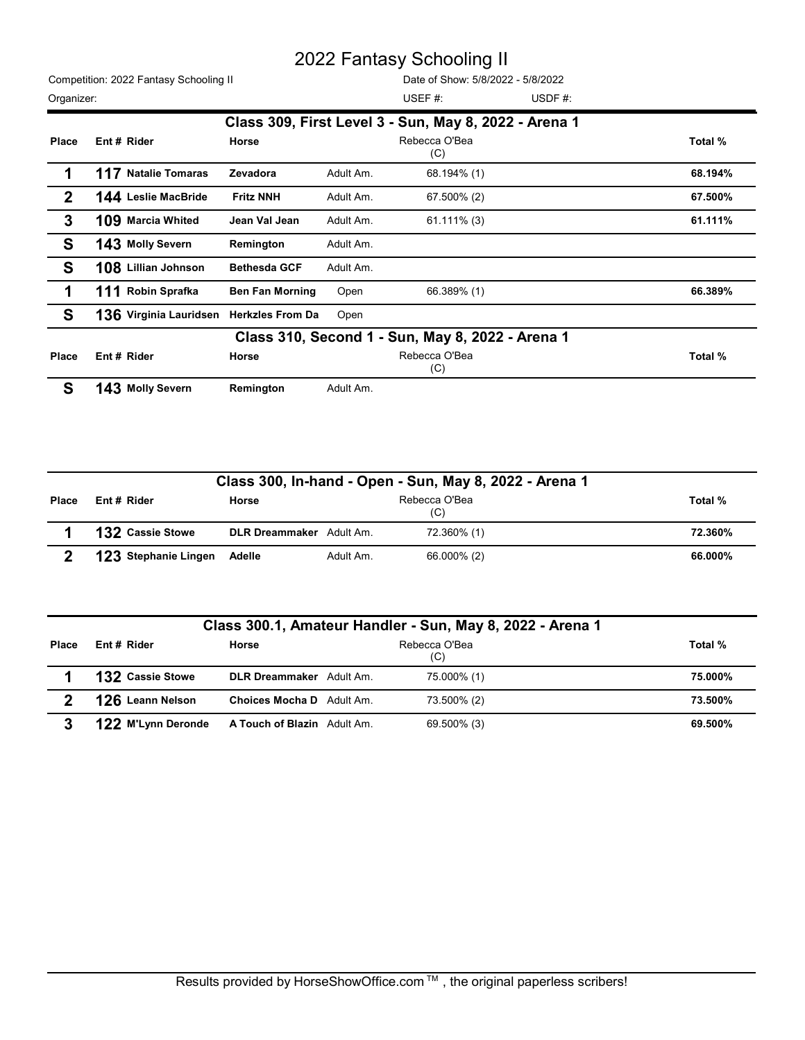# 2022 Fantasy Schooling II

Competition: 2022 Fantasy Schooling II

Date of Show: 5/8/2022 - 5/8/2022

Organizer:

USEF #: USDF #:

## Class 309, First Level 3 - Sun, May 8, 2022 - Arena 1

| Place | Ent # | Rider | Horse | | Rebecca O'Bea (C) | Total % |
|---|---|---|---|---|---|---|
| 1 | 117 | Natalie Tomaras | Zevadora | Adult Am. | 68.194% (1) | 68.194% |
| 2 | 144 | Leslie MacBride | Fritz NNH | Adult Am. | 67.500% (2) | 67.500% |
| 3 | 109 | Marcia Whited | Jean Val Jean | Adult Am. | 61.111% (3) | 61.111% |
| S | 143 | Molly Severn | Remington | Adult Am. | | |
| S | 108 | Lillian Johnson | Bethesda GCF | Adult Am. | | |
| 1 | 111 | Robin Sprafka | Ben Fan Morning | Open | 66.389% (1) | 66.389% |
| S | 136 | Virginia Lauridsen | Herkzles From Da | Open | | |

## Class 310, Second 1 - Sun, May 8, 2022 - Arena 1

| Place | Ent # | Rider | Horse | | Rebecca O'Bea (C) | Total % |
|---|---|---|---|---|---|---|
| S | 143 | Molly Severn | Remington | Adult Am. | | |

## Class 300, In-hand - Open - Sun, May 8, 2022 - Arena 1

| Place | Ent # | Rider | Horse | | Rebecca O'Bea (C) | Total % |
|---|---|---|---|---|---|---|
| 1 | 132 | Cassie Stowe | DLR Dreammaker | Adult Am. | 72.360% (1) | 72.360% |
| 2 | 123 | Stephanie Lingen | Adelle | Adult Am. | 66.000% (2) | 66.000% |

## Class 300.1, Amateur Handler - Sun, May 8, 2022 - Arena 1

| Place | Ent # | Rider | Horse | | Rebecca O'Bea (C) | Total % |
|---|---|---|---|---|---|---|
| 1 | 132 | Cassie Stowe | DLR Dreammaker | Adult Am. | 75.000% (1) | 75.000% |
| 2 | 126 | Leann Nelson | Choices Mocha D | Adult Am. | 73.500% (2) | 73.500% |
| 3 | 122 | M'Lynn Deronde | A Touch of Blazin | Adult Am. | 69.500% (3) | 69.500% |

Results provided by HorseShowOffice.com ™ , the original paperless scribers!